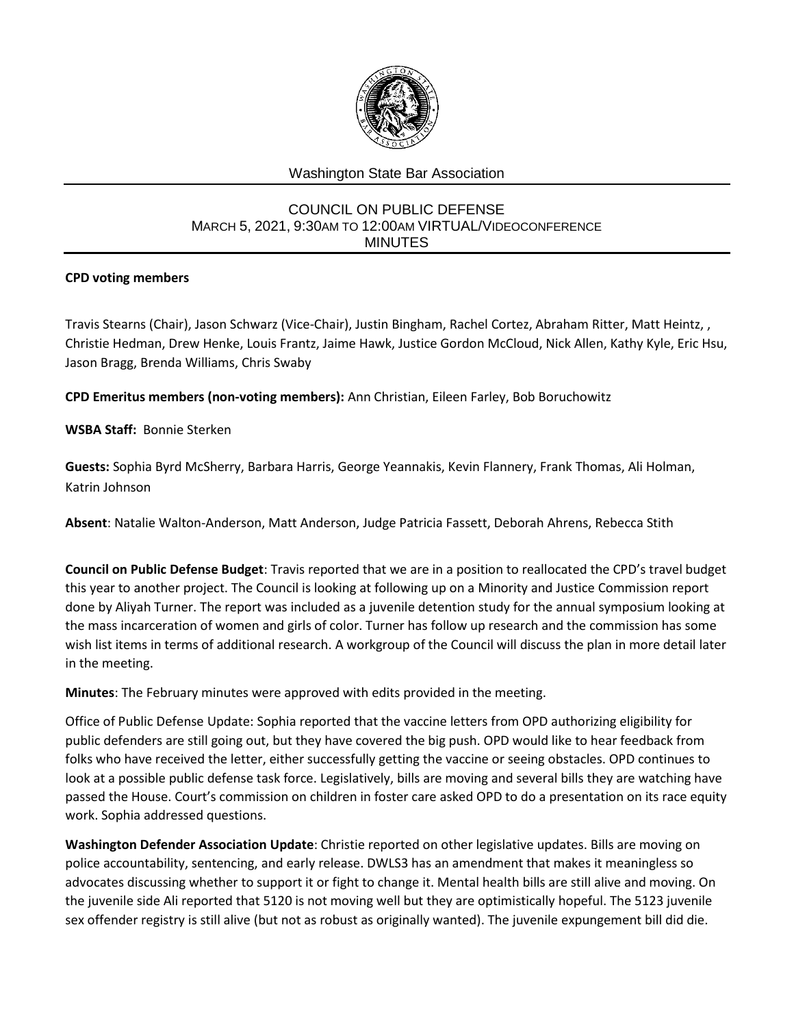Washington State Bar Association

# COUNCIL ON PUBLIC DEFENSE
MARCH 5, 2021, 9:30AM TO 12:00AM VIRTUAL/VIDEOCONFERENCE
MINUTES

**CPD voting members**

Travis Stearns (Chair), Jason Schwarz (Vice-Chair), Justin Bingham, Rachel Cortez, Abraham Ritter, Matt Heintz, , Christie Hedman, Drew Henke, Louis Frantz, Jaime Hawk, Justice Gordon McCloud, Nick Allen, Kathy Kyle, Eric Hsu, Jason Bragg, Brenda Williams, Chris Swaby

**CPD Emeritus members (non-voting members):** Ann Christian, Eileen Farley, Bob Boruchowitz

**WSBA Staff:** Bonnie Sterken

**Guests:** Sophia Byrd McSherry, Barbara Harris, George Yeannakis, Kevin Flannery, Frank Thomas, Ali Holman, Katrin Johnson

**Absent**: Natalie Walton-Anderson, Matt Anderson, Judge Patricia Fassett, Deborah Ahrens, Rebecca Stith

**Council on Public Defense Budget**: Travis reported that we are in a position to reallocated the CPD's travel budget this year to another project. The Council is looking at following up on a Minority and Justice Commission report done by Aliyah Turner. The report was included as a juvenile detention study for the annual symposium looking at the mass incarceration of women and girls of color. Turner has follow up research and the commission has some wish list items in terms of additional research. A workgroup of the Council will discuss the plan in more detail later in the meeting.

**Minutes**: The February minutes were approved with edits provided in the meeting.

Office of Public Defense Update: Sophia reported that the vaccine letters from OPD authorizing eligibility for public defenders are still going out, but they have covered the big push. OPD would like to hear feedback from folks who have received the letter, either successfully getting the vaccine or seeing obstacles. OPD continues to look at a possible public defense task force. Legislatively, bills are moving and several bills they are watching have passed the House. Court's commission on children in foster care asked OPD to do a presentation on its race equity work. Sophia addressed questions.

**Washington Defender Association Update**: Christie reported on other legislative updates. Bills are moving on police accountability, sentencing, and early release. DWLS3 has an amendment that makes it meaningless so advocates discussing whether to support it or fight to change it. Mental health bills are still alive and moving. On the juvenile side Ali reported that 5120 is not moving well but they are optimistically hopeful. The 5123 juvenile sex offender registry is still alive (but not as robust as originally wanted). The juvenile expungement bill did die.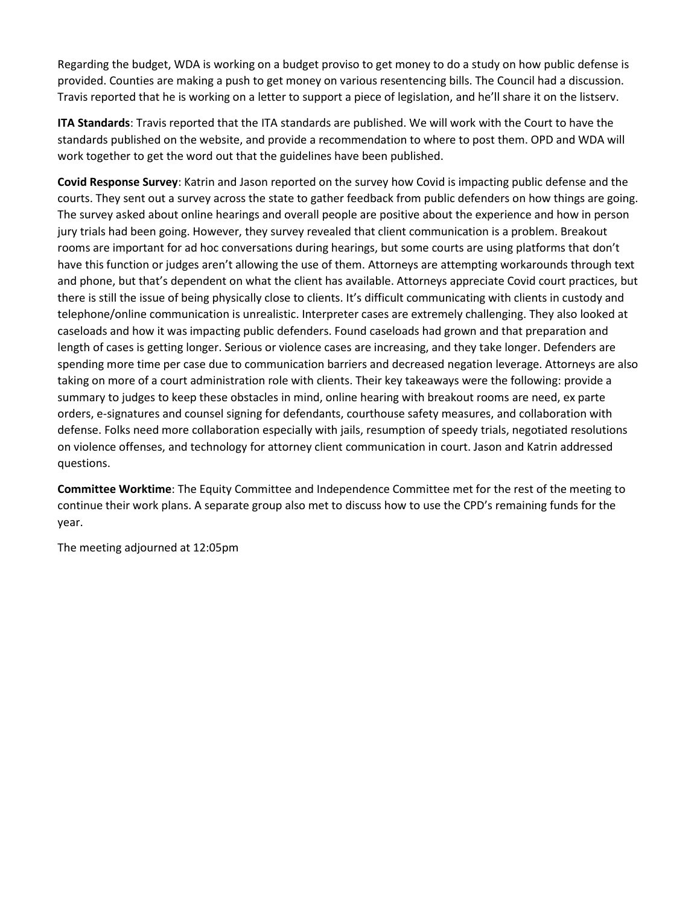Regarding the budget, WDA is working on a budget proviso to get money to do a study on how public defense is provided. Counties are making a push to get money on various resentencing bills. The Council had a discussion. Travis reported that he is working on a letter to support a piece of legislation, and he'll share it on the listserv.

**ITA Standards**: Travis reported that the ITA standards are published. We will work with the Court to have the standards published on the website, and provide a recommendation to where to post them. OPD and WDA will work together to get the word out that the guidelines have been published.

**Covid Response Survey**: Katrin and Jason reported on the survey how Covid is impacting public defense and the courts. They sent out a survey across the state to gather feedback from public defenders on how things are going. The survey asked about online hearings and overall people are positive about the experience and how in person jury trials had been going. However, they survey revealed that client communication is a problem. Breakout rooms are important for ad hoc conversations during hearings, but some courts are using platforms that don't have this function or judges aren't allowing the use of them. Attorneys are attempting workarounds through text and phone, but that's dependent on what the client has available. Attorneys appreciate Covid court practices, but there is still the issue of being physically close to clients. It's difficult communicating with clients in custody and telephone/online communication is unrealistic. Interpreter cases are extremely challenging. They also looked at caseloads and how it was impacting public defenders. Found caseloads had grown and that preparation and length of cases is getting longer. Serious or violence cases are increasing, and they take longer. Defenders are spending more time per case due to communication barriers and decreased negation leverage. Attorneys are also taking on more of a court administration role with clients. Their key takeaways were the following: provide a summary to judges to keep these obstacles in mind, online hearing with breakout rooms are need, ex parte orders, e-signatures and counsel signing for defendants, courthouse safety measures, and collaboration with defense. Folks need more collaboration especially with jails, resumption of speedy trials, negotiated resolutions on violence offenses, and technology for attorney client communication in court. Jason and Katrin addressed questions.

**Committee Worktime**: The Equity Committee and Independence Committee met for the rest of the meeting to continue their work plans. A separate group also met to discuss how to use the CPD's remaining funds for the year.

The meeting adjourned at 12:05pm